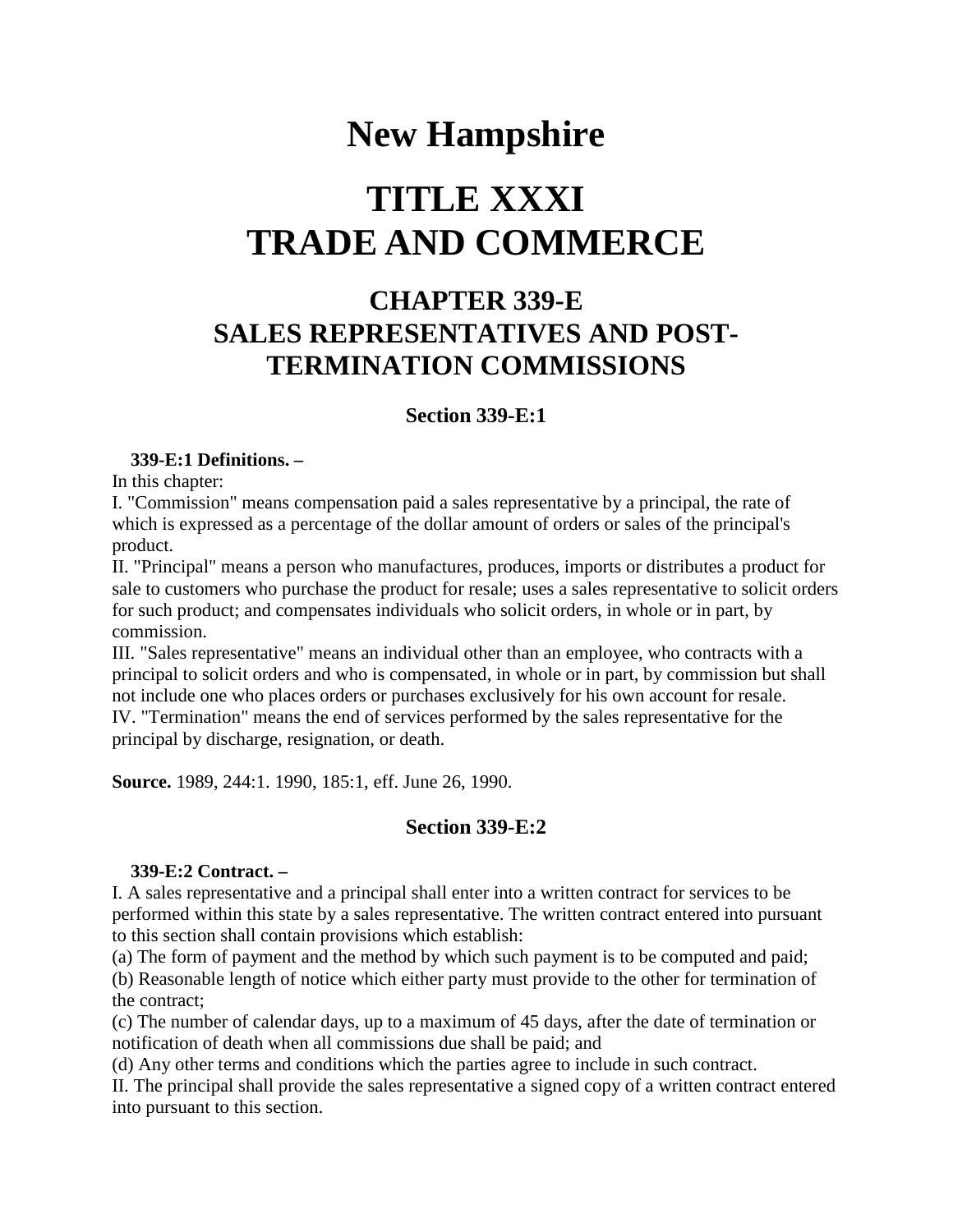# New Hampshire

# TITLE XXXI
# TRADE AND COMMERCE

## CHAPTER 339-E
## SALES REPRESENTATIVES AND POST-TERMINATION COMMISSIONS

### Section 339-E:1

**339-E:1 Definitions. –**

In this chapter:

I. "Commission" means compensation paid a sales representative by a principal, the rate of which is expressed as a percentage of the dollar amount of orders or sales of the principal's product.

II. "Principal" means a person who manufactures, produces, imports or distributes a product for sale to customers who purchase the product for resale; uses a sales representative to solicit orders for such product; and compensates individuals who solicit orders, in whole or in part, by commission.

III. "Sales representative" means an individual other than an employee, who contracts with a principal to solicit orders and who is compensated, in whole or in part, by commission but shall not include one who places orders or purchases exclusively for his own account for resale.

IV. "Termination" means the end of services performed by the sales representative for the principal by discharge, resignation, or death.

**Source.** 1989, 244:1. 1990, 185:1, eff. June 26, 1990.

### Section 339-E:2

**339-E:2 Contract. –**

I. A sales representative and a principal shall enter into a written contract for services to be performed within this state by a sales representative. The written contract entered into pursuant to this section shall contain provisions which establish:

(a) The form of payment and the method by which such payment is to be computed and paid;

(b) Reasonable length of notice which either party must provide to the other for termination of the contract;

(c) The number of calendar days, up to a maximum of 45 days, after the date of termination or notification of death when all commissions due shall be paid; and

(d) Any other terms and conditions which the parties agree to include in such contract.

II. The principal shall provide the sales representative a signed copy of a written contract entered into pursuant to this section.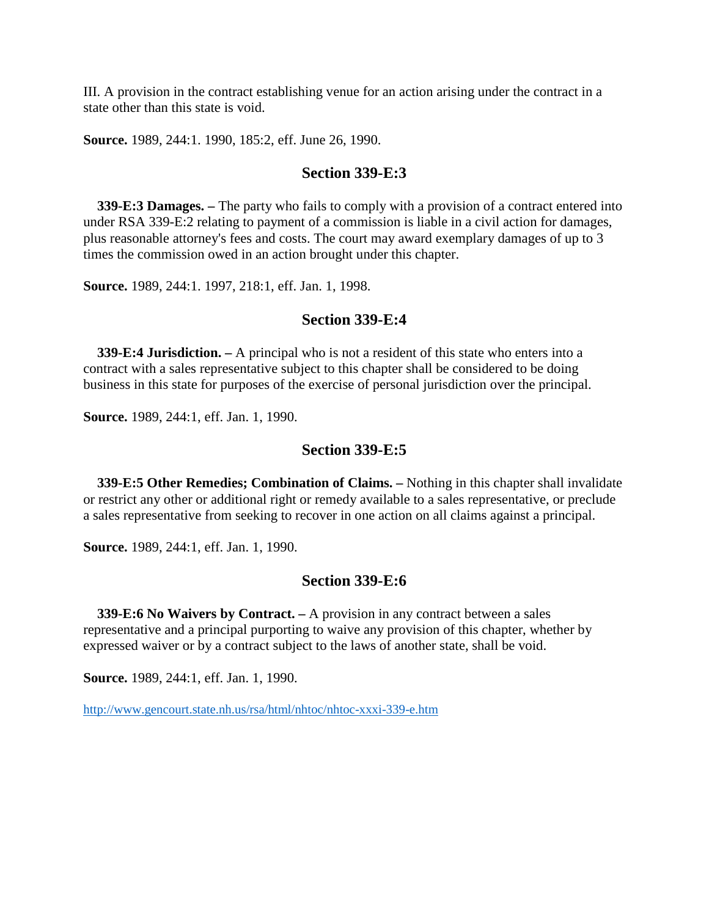III. A provision in the contract establishing venue for an action arising under the contract in a state other than this state is void.

**Source.** 1989, 244:1. 1990, 185:2, eff. June 26, 1990.

## Section 339-E:3

**339-E:3 Damages. –** The party who fails to comply with a provision of a contract entered into under RSA 339-E:2 relating to payment of a commission is liable in a civil action for damages, plus reasonable attorney's fees and costs. The court may award exemplary damages of up to 3 times the commission owed in an action brought under this chapter.

**Source.** 1989, 244:1. 1997, 218:1, eff. Jan. 1, 1998.

## Section 339-E:4

**339-E:4 Jurisdiction. –** A principal who is not a resident of this state who enters into a contract with a sales representative subject to this chapter shall be considered to be doing business in this state for purposes of the exercise of personal jurisdiction over the principal.

**Source.** 1989, 244:1, eff. Jan. 1, 1990.

## Section 339-E:5

**339-E:5 Other Remedies; Combination of Claims. –** Nothing in this chapter shall invalidate or restrict any other or additional right or remedy available to a sales representative, or preclude a sales representative from seeking to recover in one action on all claims against a principal.

**Source.** 1989, 244:1, eff. Jan. 1, 1990.

## Section 339-E:6

**339-E:6 No Waivers by Contract. –** A provision in any contract between a sales representative and a principal purporting to waive any provision of this chapter, whether by expressed waiver or by a contract subject to the laws of another state, shall be void.

**Source.** 1989, 244:1, eff. Jan. 1, 1990.

http://www.gencourt.state.nh.us/rsa/html/nhtoc/nhtoc-xxxi-339-e.htm